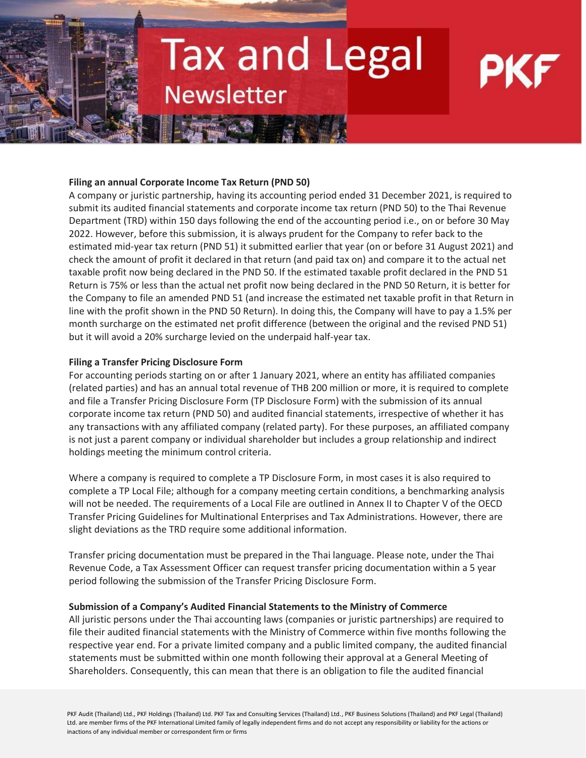# Tax and Legal Newsletter

PKF

**Filing an annual Corporate Income Tax Return (PND 50)**

A company or juristic partnership, having its accounting period ended 31 December 2021, is required to submit its audited financial statements and corporate income tax return (PND 50) to the Thai Revenue Department (TRD) within 150 days following the end of the accounting period i.e., on or before 30 May 2022. However, before this submission, it is always prudent for the Company to refer back to the estimated mid-year tax return (PND 51) it submitted earlier that year (on or before 31 August 2021) and check the amount of profit it declared in that return (and paid tax on) and compare it to the actual net taxable profit now being declared in the PND 50. If the estimated taxable profit declared in the PND 51 Return is 75% or less than the actual net profit now being declared in the PND 50 Return, it is better for the Company to file an amended PND 51 (and increase the estimated net taxable profit in that Return in line with the profit shown in the PND 50 Return). In doing this, the Company will have to pay a 1.5% per month surcharge on the estimated net profit difference (between the original and the revised PND 51) but it will avoid a 20% surcharge levied on the underpaid half-year tax.

**Filing a Transfer Pricing Disclosure Form**

For accounting periods starting on or after 1 January 2021, where an entity has affiliated companies (related parties) and has an annual total revenue of THB 200 million or more, it is required to complete and file a Transfer Pricing Disclosure Form (TP Disclosure Form) with the submission of its annual corporate income tax return (PND 50) and audited financial statements, irrespective of whether it has any transactions with any affiliated company (related party). For these purposes, an affiliated company is not just a parent company or individual shareholder but includes a group relationship and indirect holdings meeting the minimum control criteria.

Where a company is required to complete a TP Disclosure Form, in most cases it is also required to complete a TP Local File; although for a company meeting certain conditions, a benchmarking analysis will not be needed. The requirements of a Local File are outlined in Annex II to Chapter V of the OECD Transfer Pricing Guidelines for Multinational Enterprises and Tax Administrations. However, there are slight deviations as the TRD require some additional information.

Transfer pricing documentation must be prepared in the Thai language. Please note, under the Thai Revenue Code, a Tax Assessment Officer can request transfer pricing documentation within a 5 year period following the submission of the Transfer Pricing Disclosure Form.

**Submission of a Company's Audited Financial Statements to the Ministry of Commerce**

All juristic persons under the Thai accounting laws (companies or juristic partnerships) are required to file their audited financial statements with the Ministry of Commerce within five months following the respective year end. For a private limited company and a public limited company, the audited financial statements must be submitted within one month following their approval at a General Meeting of Shareholders. Consequently, this can mean that there is an obligation to file the audited financial

PKF Audit (Thailand) Ltd., PKF Holdings (Thailand) Ltd. PKF Tax and Consulting Services (Thailand) Ltd., PKF Business Solutions (Thailand) and PKF Legal (Thailand) Ltd. are member firms of the PKF International Limited family of legally independent firms and do not accept any responsibility or liability for the actions or inactions of any individual member or correspondent firm or firms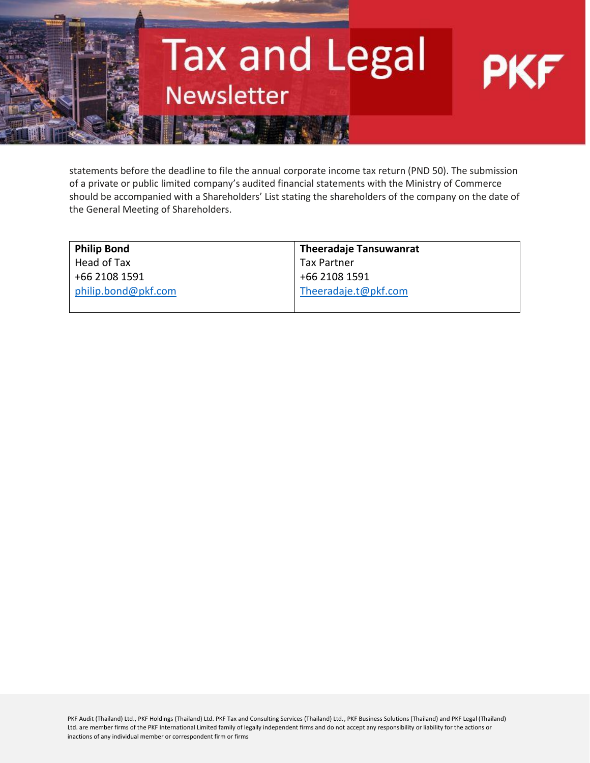statements before the deadline to file the annual corporate income tax return (PND 50). The submission of a private or public limited company's audited financial statements with the Ministry of Commerce should be accompanied with a Shareholders' List stating the shareholders of the company on the date of the General Meeting of Shareholders.

| | |
|---|---|
| **Philip Bond**<br>Head of Tax<br>+66 2108 1591<br>philip.bond@pkf.com | **Theeradaje Tansuwanrat**<br>Tax Partner<br>+66 2108 1591<br>Theeradaje.t@pkf.com |

PKF Audit (Thailand) Ltd., PKF Holdings (Thailand) Ltd. PKF Tax and Consulting Services (Thailand) Ltd., PKF Business Solutions (Thailand) and PKF Legal (Thailand) Ltd. are member firms of the PKF International Limited family of legally independent firms and do not accept any responsibility or liability for the actions or inactions of any individual member or correspondent firm or firms